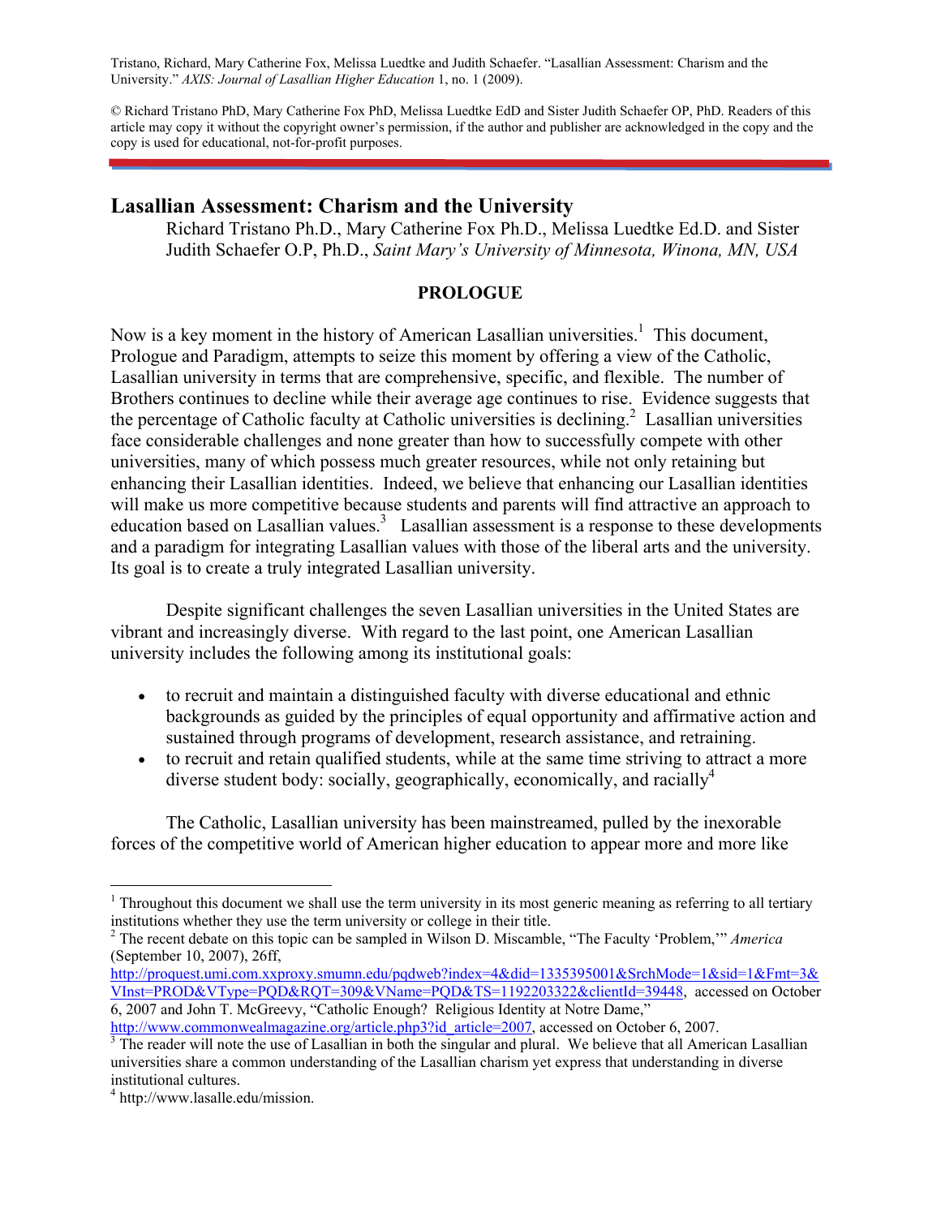Tristano, Richard, Mary Catherine Fox, Melissa Luedtke and Judith Schaefer. "Lasallian Assessment: Charism and the University." *AXIS: Journal of Lasallian Higher Education* 1, no. 1 (2009).

© Richard Tristano PhD, Mary Catherine Fox PhD, Melissa Luedtke EdD and Sister Judith Schaefer OP, PhD. Readers of this article may copy it without the copyright owner's permission, if the author and publisher are acknowledged in the copy and the copy is used for educational, not-for-profit purposes.

# Lasallian Assessment: Charism and the University

Richard Tristano Ph.D., Mary Catherine Fox Ph.D., Melissa Luedtke Ed.D. and Sister Judith Schaefer O.P, Ph.D., *Saint Mary's University of Minnesota, Winona, MN, USA*

## PROLOGUE

Now is a key moment in the history of American Lasallian universities.[1] This document, Prologue and Paradigm, attempts to seize this moment by offering a view of the Catholic, Lasallian university in terms that are comprehensive, specific, and flexible. The number of Brothers continues to decline while their average age continues to rise. Evidence suggests that the percentage of Catholic faculty at Catholic universities is declining.[2] Lasallian universities face considerable challenges and none greater than how to successfully compete with other universities, many of which possess much greater resources, while not only retaining but enhancing their Lasallian identities. Indeed, we believe that enhancing our Lasallian identities will make us more competitive because students and parents will find attractive an approach to education based on Lasallian values.[3] Lasallian assessment is a response to these developments and a paradigm for integrating Lasallian values with those of the liberal arts and the university. Its goal is to create a truly integrated Lasallian university.

Despite significant challenges the seven Lasallian universities in the United States are vibrant and increasingly diverse. With regard to the last point, one American Lasallian university includes the following among its institutional goals:

- to recruit and maintain a distinguished faculty with diverse educational and ethnic backgrounds as guided by the principles of equal opportunity and affirmative action and sustained through programs of development, research assistance, and retraining.
- to recruit and retain qualified students, while at the same time striving to attract a more diverse student body: socially, geographically, economically, and racially[4]

The Catholic, Lasallian university has been mainstreamed, pulled by the inexorable forces of the competitive world of American higher education to appear more and more like

---

[1] Throughout this document we shall use the term university in its most generic meaning as referring to all tertiary institutions whether they use the term university or college in their title.

[2] The recent debate on this topic can be sampled in Wilson D. Miscamble, "The Faculty 'Problem,'" *America* (September 10, 2007), 26ff, http://proquest.umi.com.xxproxy.smumn.edu/pqdweb?index=4&did=1335395001&SrchMode=1&sid=1&Fmt=3&VInst=PROD&VType=PQD&RQT=309&VName=PQD&TS=1192203322&clientId=39448, accessed on October 6, 2007 and John T. McGreevy, "Catholic Enough? Religious Identity at Notre Dame," http://www.commonwealmagazine.org/article.php3?id_article=2007, accessed on October 6, 2007.

[3] The reader will note the use of Lasallian in both the singular and plural. We believe that all American Lasallian universities share a common understanding of the Lasallian charism yet express that understanding in diverse institutional cultures.

[4] http://www.lasalle.edu/mission.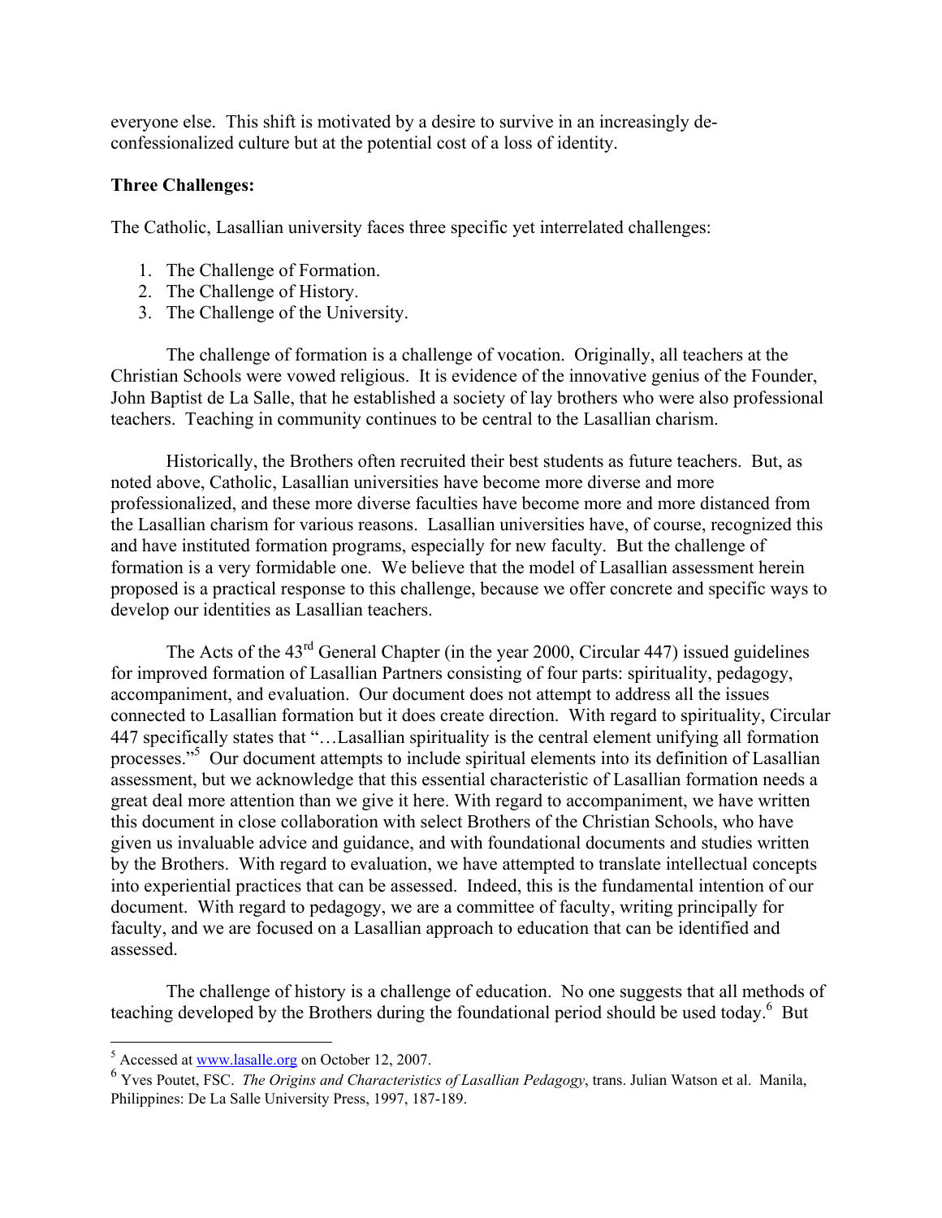everyone else. This shift is motivated by a desire to survive in an increasingly de-confessionalized culture but at the potential cost of a loss of identity.

**Three Challenges:**

The Catholic, Lasallian university faces three specific yet interrelated challenges:

1. The Challenge of Formation.
2. The Challenge of History.
3. The Challenge of the University.

The challenge of formation is a challenge of vocation. Originally, all teachers at the Christian Schools were vowed religious. It is evidence of the innovative genius of the Founder, John Baptist de La Salle, that he established a society of lay brothers who were also professional teachers. Teaching in community continues to be central to the Lasallian charism.

Historically, the Brothers often recruited their best students as future teachers. But, as noted above, Catholic, Lasallian universities have become more diverse and more professionalized, and these more diverse faculties have become more and more distanced from the Lasallian charism for various reasons. Lasallian universities have, of course, recognized this and have instituted formation programs, especially for new faculty. But the challenge of formation is a very formidable one. We believe that the model of Lasallian assessment herein proposed is a practical response to this challenge, because we offer concrete and specific ways to develop our identities as Lasallian teachers.

The Acts of the 43rd General Chapter (in the year 2000, Circular 447) issued guidelines for improved formation of Lasallian Partners consisting of four parts: spirituality, pedagogy, accompaniment, and evaluation. Our document does not attempt to address all the issues connected to Lasallian formation but it does create direction. With regard to spirituality, Circular 447 specifically states that "…Lasallian spirituality is the central element unifying all formation processes."[5] Our document attempts to include spiritual elements into its definition of Lasallian assessment, but we acknowledge that this essential characteristic of Lasallian formation needs a great deal more attention than we give it here. With regard to accompaniment, we have written this document in close collaboration with select Brothers of the Christian Schools, who have given us invaluable advice and guidance, and with foundational documents and studies written by the Brothers. With regard to evaluation, we have attempted to translate intellectual concepts into experiential practices that can be assessed. Indeed, this is the fundamental intention of our document. With regard to pedagogy, we are a committee of faculty, writing principally for faculty, and we are focused on a Lasallian approach to education that can be identified and assessed.

The challenge of history is a challenge of education. No one suggests that all methods of teaching developed by the Brothers during the foundational period should be used today.[6] But

---

[5] Accessed at www.lasalle.org on October 12, 2007.

[6] Yves Poutet, FSC. *The Origins and Characteristics of Lasallian Pedagogy*, trans. Julian Watson et al. Manila, Philippines: De La Salle University Press, 1997, 187-189.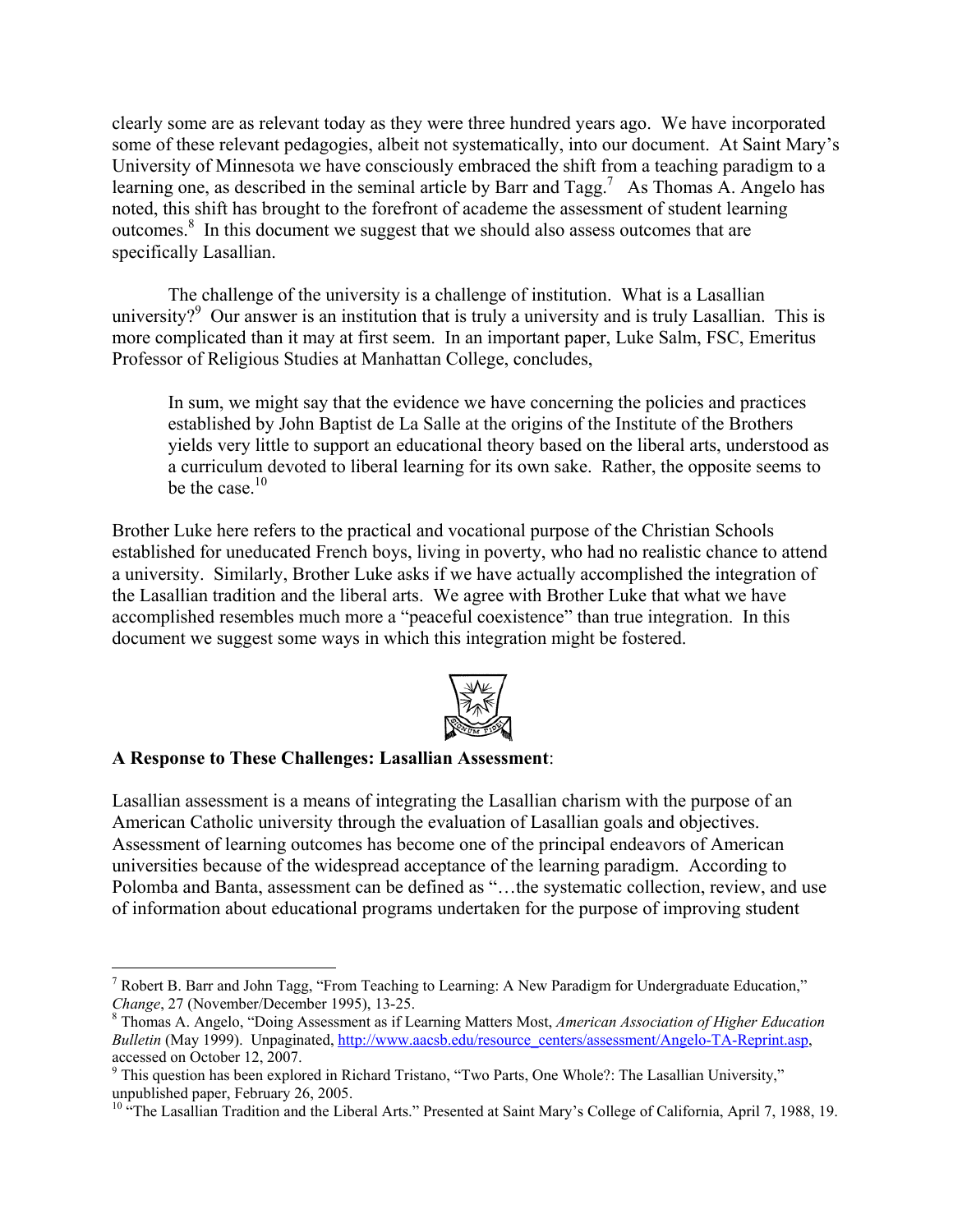clearly some are as relevant today as they were three hundred years ago. We have incorporated some of these relevant pedagogies, albeit not systematically, into our document. At Saint Mary's University of Minnesota we have consciously embraced the shift from a teaching paradigm to a learning one, as described in the seminal article by Barr and Tagg.[7] As Thomas A. Angelo has noted, this shift has brought to the forefront of academe the assessment of student learning outcomes.[8] In this document we suggest that we should also assess outcomes that are specifically Lasallian.

The challenge of the university is a challenge of institution. What is a Lasallian university?[9] Our answer is an institution that is truly a university and is truly Lasallian. This is more complicated than it may at first seem. In an important paper, Luke Salm, FSC, Emeritus Professor of Religious Studies at Manhattan College, concludes,

> In sum, we might say that the evidence we have concerning the policies and practices established by John Baptist de La Salle at the origins of the Institute of the Brothers yields very little to support an educational theory based on the liberal arts, understood as a curriculum devoted to liberal learning for its own sake. Rather, the opposite seems to be the case.[10]

Brother Luke here refers to the practical and vocational purpose of the Christian Schools established for uneducated French boys, living in poverty, who had no realistic chance to attend a university. Similarly, Brother Luke asks if we have actually accomplished the integration of the Lasallian tradition and the liberal arts. We agree with Brother Luke that what we have accomplished resembles much more a "peaceful coexistence" than true integration. In this document we suggest some ways in which this integration might be fostered.

**A Response to These Challenges: Lasallian Assessment**:

Lasallian assessment is a means of integrating the Lasallian charism with the purpose of an American Catholic university through the evaluation of Lasallian goals and objectives. Assessment of learning outcomes has become one of the principal endeavors of American universities because of the widespread acceptance of the learning paradigm. According to Polomba and Banta, assessment can be defined as "…the systematic collection, review, and use of information about educational programs undertaken for the purpose of improving student

---

[7] Robert B. Barr and John Tagg, "From Teaching to Learning: A New Paradigm for Undergraduate Education," *Change*, 27 (November/December 1995), 13-25.

[8] Thomas A. Angelo, "Doing Assessment as if Learning Matters Most, *American Association of Higher Education Bulletin* (May 1999). Unpaginated, http://www.aacsb.edu/resource_centers/assessment/Angelo-TA-Reprint.asp, accessed on October 12, 2007.

[9] This question has been explored in Richard Tristano, "Two Parts, One Whole?: The Lasallian University," unpublished paper, February 26, 2005.

[10] "The Lasallian Tradition and the Liberal Arts." Presented at Saint Mary's College of California, April 7, 1988, 19.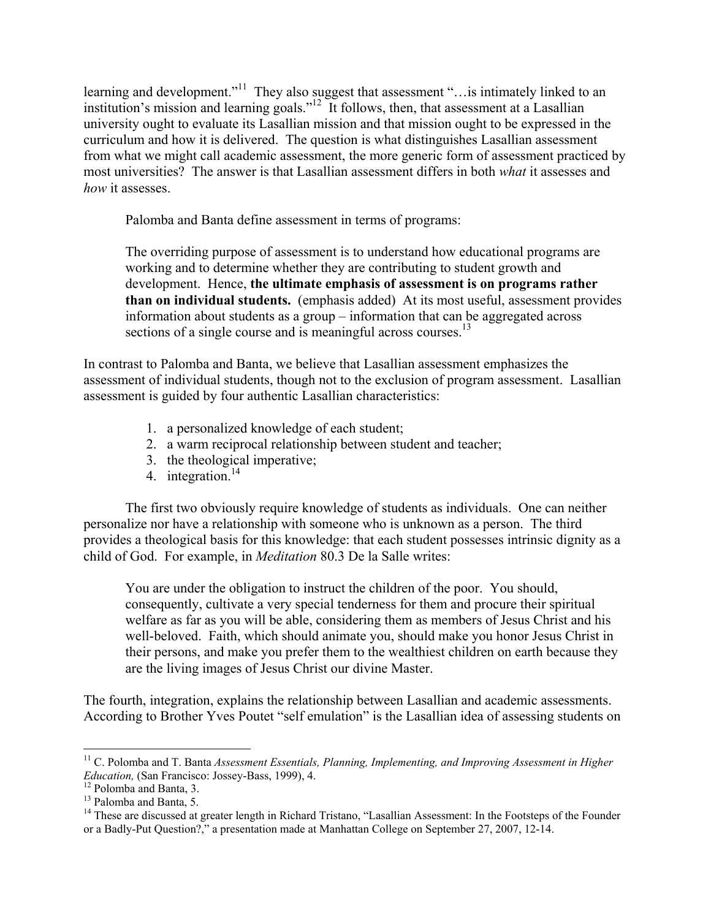learning and development."[11] They also suggest that assessment "…is intimately linked to an institution's mission and learning goals."[12] It follows, then, that assessment at a Lasallian university ought to evaluate its Lasallian mission and that mission ought to be expressed in the curriculum and how it is delivered. The question is what distinguishes Lasallian assessment from what we might call academic assessment, the more generic form of assessment practiced by most universities? The answer is that Lasallian assessment differs in both *what* it assesses and *how* it assesses.

Palomba and Banta define assessment in terms of programs:

> The overriding purpose of assessment is to understand how educational programs are working and to determine whether they are contributing to student growth and development. Hence, **the ultimate emphasis of assessment is on programs rather than on individual students.** (emphasis added) At its most useful, assessment provides information about students as a group – information that can be aggregated across sections of a single course and is meaningful across courses.[13]

In contrast to Palomba and Banta, we believe that Lasallian assessment emphasizes the assessment of individual students, though not to the exclusion of program assessment. Lasallian assessment is guided by four authentic Lasallian characteristics:

1. a personalized knowledge of each student;
2. a warm reciprocal relationship between student and teacher;
3. the theological imperative;
4. integration.[14]

The first two obviously require knowledge of students as individuals. One can neither personalize nor have a relationship with someone who is unknown as a person. The third provides a theological basis for this knowledge: that each student possesses intrinsic dignity as a child of God. For example, in *Meditation* 80.3 De la Salle writes:

> You are under the obligation to instruct the children of the poor. You should, consequently, cultivate a very special tenderness for them and procure their spiritual welfare as far as you will be able, considering them as members of Jesus Christ and his well-beloved. Faith, which should animate you, should make you honor Jesus Christ in their persons, and make you prefer them to the wealthiest children on earth because they are the living images of Jesus Christ our divine Master.

The fourth, integration, explains the relationship between Lasallian and academic assessments. According to Brother Yves Poutet "self emulation" is the Lasallian idea of assessing students on

---

[11] C. Polomba and T. Banta *Assessment Essentials, Planning, Implementing, and Improving Assessment in Higher Education,* (San Francisco: Jossey-Bass, 1999), 4.

[12] Polomba and Banta, 3.

[13] Palomba and Banta, 5.

[14] These are discussed at greater length in Richard Tristano, "Lasallian Assessment: In the Footsteps of the Founder or a Badly-Put Question?," a presentation made at Manhattan College on September 27, 2007, 12-14.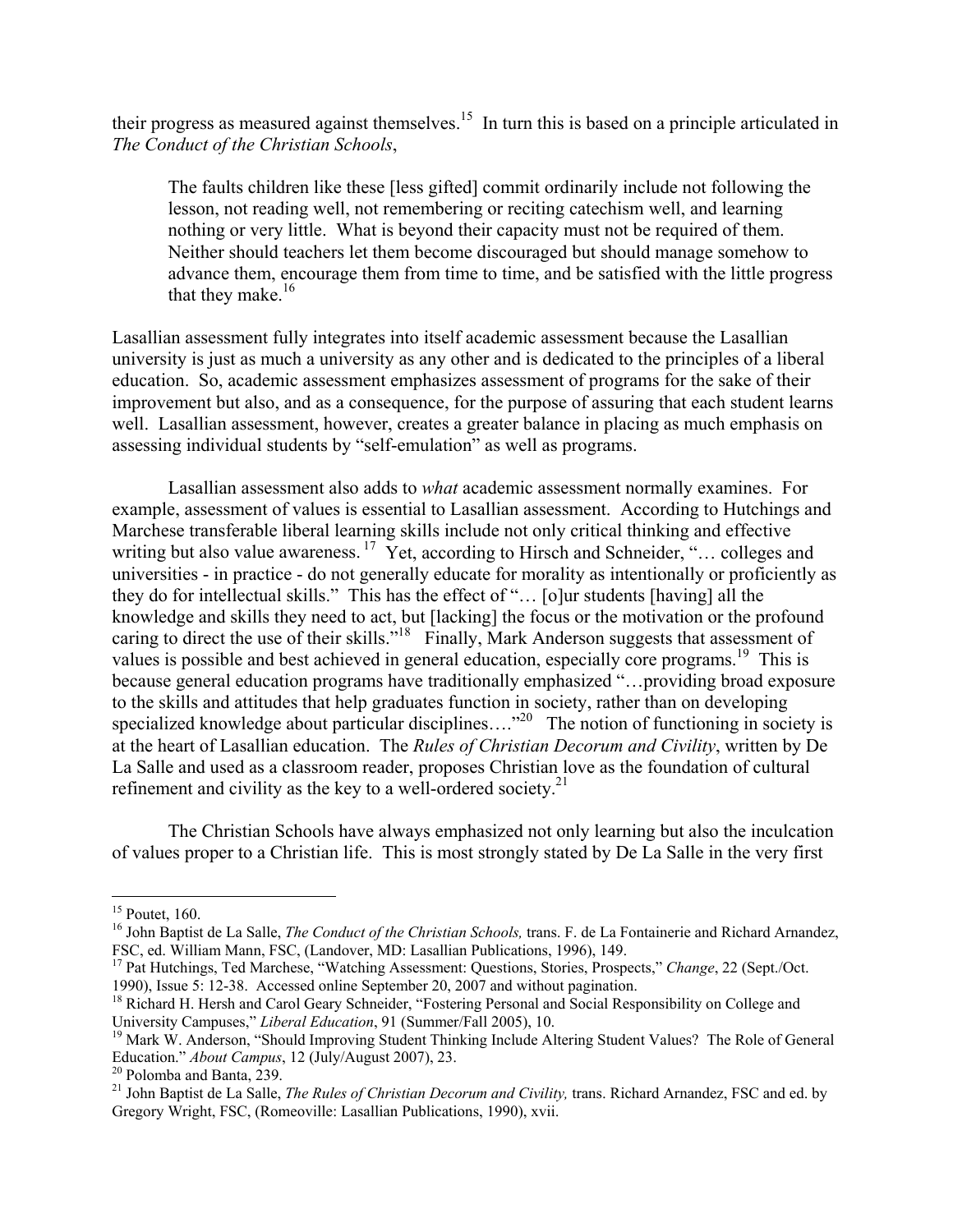their progress as measured against themselves.[15] In turn this is based on a principle articulated in *The Conduct of the Christian Schools*,

> The faults children like these [less gifted] commit ordinarily include not following the lesson, not reading well, not remembering or reciting catechism well, and learning nothing or very little. What is beyond their capacity must not be required of them. Neither should teachers let them become discouraged but should manage somehow to advance them, encourage them from time to time, and be satisfied with the little progress that they make.[16]

Lasallian assessment fully integrates into itself academic assessment because the Lasallian university is just as much a university as any other and is dedicated to the principles of a liberal education. So, academic assessment emphasizes assessment of programs for the sake of their improvement but also, and as a consequence, for the purpose of assuring that each student learns well. Lasallian assessment, however, creates a greater balance in placing as much emphasis on assessing individual students by "self-emulation" as well as programs.

Lasallian assessment also adds to *what* academic assessment normally examines. For example, assessment of values is essential to Lasallian assessment. According to Hutchings and Marchese transferable liberal learning skills include not only critical thinking and effective writing but also value awareness.[17] Yet, according to Hirsch and Schneider, "… colleges and universities - in practice - do not generally educate for morality as intentionally or proficiently as they do for intellectual skills." This has the effect of "… [o]ur students [having] all the knowledge and skills they need to act, but [lacking] the focus or the motivation or the profound caring to direct the use of their skills."[18] Finally, Mark Anderson suggests that assessment of values is possible and best achieved in general education, especially core programs.[19] This is because general education programs have traditionally emphasized "…providing broad exposure to the skills and attitudes that help graduates function in society, rather than on developing specialized knowledge about particular disciplines…."[20] The notion of functioning in society is at the heart of Lasallian education. The *Rules of Christian Decorum and Civility*, written by De La Salle and used as a classroom reader, proposes Christian love as the foundation of cultural refinement and civility as the key to a well-ordered society.[21]

The Christian Schools have always emphasized not only learning but also the inculcation of values proper to a Christian life. This is most strongly stated by De La Salle in the very first

---

[15] Poutet, 160.

[16] John Baptist de La Salle, *The Conduct of the Christian Schools,* trans. F. de La Fontainerie and Richard Arnandez, FSC, ed. William Mann, FSC, (Landover, MD: Lasallian Publications, 1996), 149.

[17] Pat Hutchings, Ted Marchese, "Watching Assessment: Questions, Stories, Prospects," *Change*, 22 (Sept./Oct. 1990), Issue 5: 12-38. Accessed online September 20, 2007 and without pagination.

[18] Richard H. Hersh and Carol Geary Schneider, "Fostering Personal and Social Responsibility on College and University Campuses," *Liberal Education*, 91 (Summer/Fall 2005), 10.

[19] Mark W. Anderson, "Should Improving Student Thinking Include Altering Student Values? The Role of General Education." *About Campus*, 12 (July/August 2007), 23.

[20] Polomba and Banta, 239.

[21] John Baptist de La Salle, *The Rules of Christian Decorum and Civility,* trans. Richard Arnandez, FSC and ed. by Gregory Wright, FSC, (Romeoville: Lasallian Publications, 1990), xvii.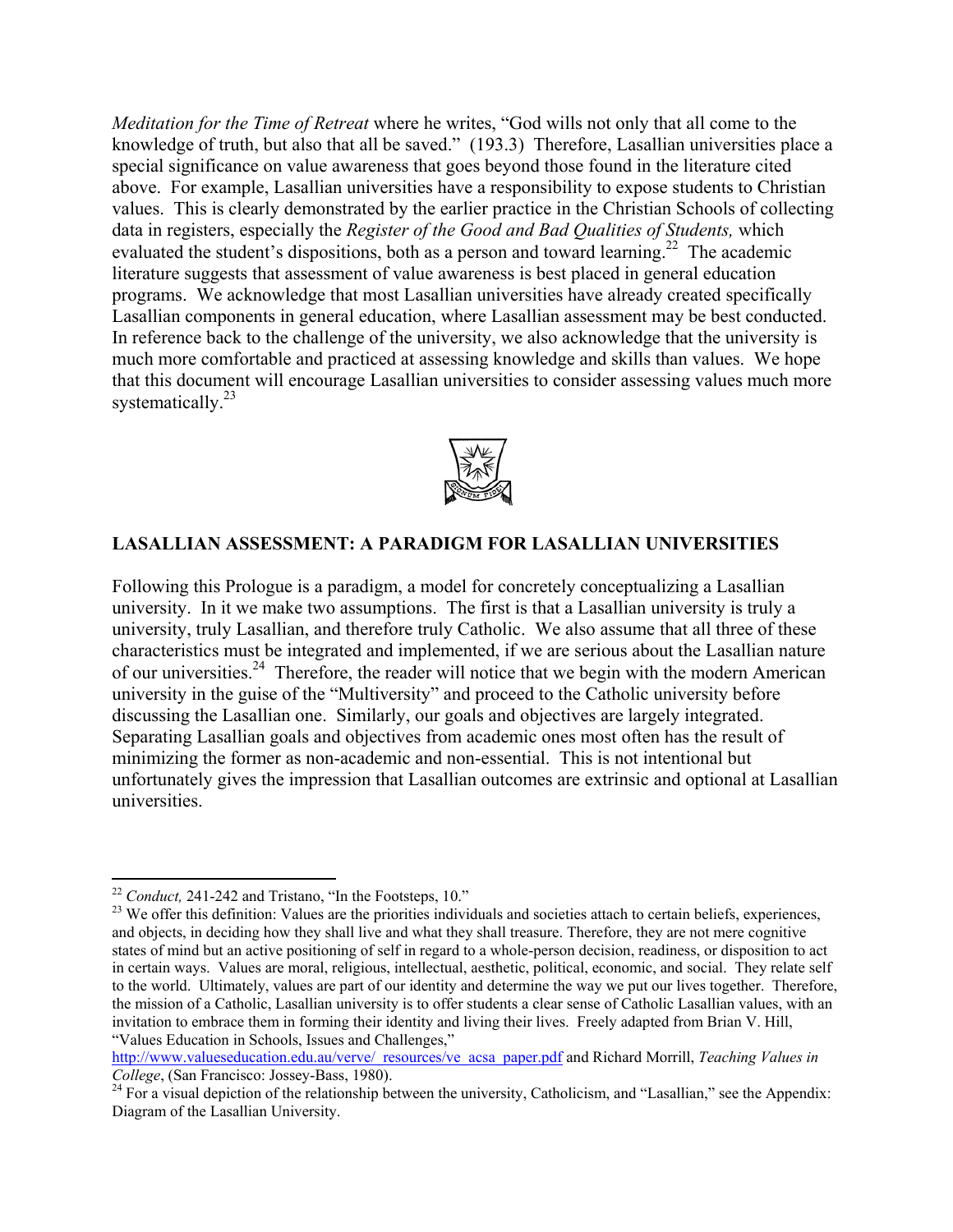*Meditation for the Time of Retreat* where he writes, "God wills not only that all come to the knowledge of truth, but also that all be saved." (193.3) Therefore, Lasallian universities place a special significance on value awareness that goes beyond those found in the literature cited above. For example, Lasallian universities have a responsibility to expose students to Christian values. This is clearly demonstrated by the earlier practice in the Christian Schools of collecting data in registers, especially the *Register of the Good and Bad Qualities of Students,* which evaluated the student's dispositions, both as a person and toward learning.[22] The academic literature suggests that assessment of value awareness is best placed in general education programs. We acknowledge that most Lasallian universities have already created specifically Lasallian components in general education, where Lasallian assessment may be best conducted. In reference back to the challenge of the university, we also acknowledge that the university is much more comfortable and practiced at assessing knowledge and skills than values. We hope that this document will encourage Lasallian universities to consider assessing values much more systematically.[23]

## LASALLIAN ASSESSMENT: A PARADIGM FOR LASALLIAN UNIVERSITIES

Following this Prologue is a paradigm, a model for concretely conceptualizing a Lasallian university. In it we make two assumptions. The first is that a Lasallian university is truly a university, truly Lasallian, and therefore truly Catholic. We also assume that all three of these characteristics must be integrated and implemented, if we are serious about the Lasallian nature of our universities.[24] Therefore, the reader will notice that we begin with the modern American university in the guise of the "Multiversity" and proceed to the Catholic university before discussing the Lasallian one. Similarly, our goals and objectives are largely integrated. Separating Lasallian goals and objectives from academic ones most often has the result of minimizing the former as non-academic and non-essential. This is not intentional but unfortunately gives the impression that Lasallian outcomes are extrinsic and optional at Lasallian universities.

---

[22] *Conduct,* 241-242 and Tristano, "In the Footsteps, 10."

[23] We offer this definition: Values are the priorities individuals and societies attach to certain beliefs, experiences, and objects, in deciding how they shall live and what they shall treasure. Therefore, they are not mere cognitive states of mind but an active positioning of self in regard to a whole-person decision, readiness, or disposition to act in certain ways. Values are moral, religious, intellectual, aesthetic, political, economic, and social. They relate self to the world. Ultimately, values are part of our identity and determine the way we put our lives together. Therefore, the mission of a Catholic, Lasallian university is to offer students a clear sense of Catholic Lasallian values, with an invitation to embrace them in forming their identity and living their lives. Freely adapted from Brian V. Hill, "Values Education in Schools, Issues and Challenges," http://www.valueseducation.edu.au/verve/_resources/ve_acsa_paper.pdf and Richard Morrill, *Teaching Values in College*, (San Francisco: Jossey-Bass, 1980).

[24] For a visual depiction of the relationship between the university, Catholicism, and "Lasallian," see the Appendix: Diagram of the Lasallian University.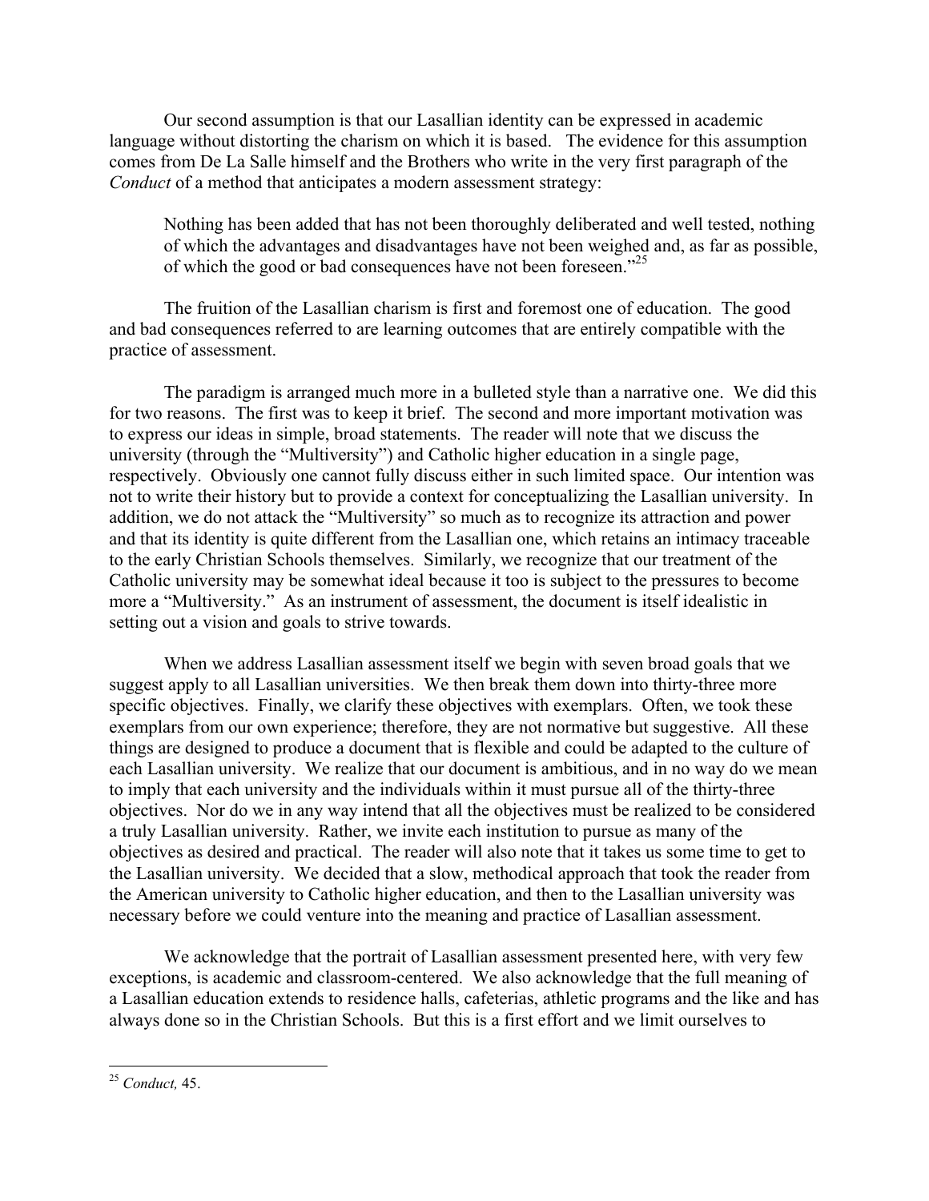Our second assumption is that our Lasallian identity can be expressed in academic language without distorting the charism on which it is based. The evidence for this assumption comes from De La Salle himself and the Brothers who write in the very first paragraph of the *Conduct* of a method that anticipates a modern assessment strategy:

> Nothing has been added that has not been thoroughly deliberated and well tested, nothing of which the advantages and disadvantages have not been weighed and, as far as possible, of which the good or bad consequences have not been foreseen."[25]

The fruition of the Lasallian charism is first and foremost one of education. The good and bad consequences referred to are learning outcomes that are entirely compatible with the practice of assessment.

The paradigm is arranged much more in a bulleted style than a narrative one. We did this for two reasons. The first was to keep it brief. The second and more important motivation was to express our ideas in simple, broad statements. The reader will note that we discuss the university (through the "Multiversity") and Catholic higher education in a single page, respectively. Obviously one cannot fully discuss either in such limited space. Our intention was not to write their history but to provide a context for conceptualizing the Lasallian university. In addition, we do not attack the "Multiversity" so much as to recognize its attraction and power and that its identity is quite different from the Lasallian one, which retains an intimacy traceable to the early Christian Schools themselves. Similarly, we recognize that our treatment of the Catholic university may be somewhat ideal because it too is subject to the pressures to become more a "Multiversity." As an instrument of assessment, the document is itself idealistic in setting out a vision and goals to strive towards.

When we address Lasallian assessment itself we begin with seven broad goals that we suggest apply to all Lasallian universities. We then break them down into thirty-three more specific objectives. Finally, we clarify these objectives with exemplars. Often, we took these exemplars from our own experience; therefore, they are not normative but suggestive. All these things are designed to produce a document that is flexible and could be adapted to the culture of each Lasallian university. We realize that our document is ambitious, and in no way do we mean to imply that each university and the individuals within it must pursue all of the thirty-three objectives. Nor do we in any way intend that all the objectives must be realized to be considered a truly Lasallian university. Rather, we invite each institution to pursue as many of the objectives as desired and practical. The reader will also note that it takes us some time to get to the Lasallian university. We decided that a slow, methodical approach that took the reader from the American university to Catholic higher education, and then to the Lasallian university was necessary before we could venture into the meaning and practice of Lasallian assessment.

We acknowledge that the portrait of Lasallian assessment presented here, with very few exceptions, is academic and classroom-centered. We also acknowledge that the full meaning of a Lasallian education extends to residence halls, cafeterias, athletic programs and the like and has always done so in the Christian Schools. But this is a first effort and we limit ourselves to

---

[25] *Conduct,* 45.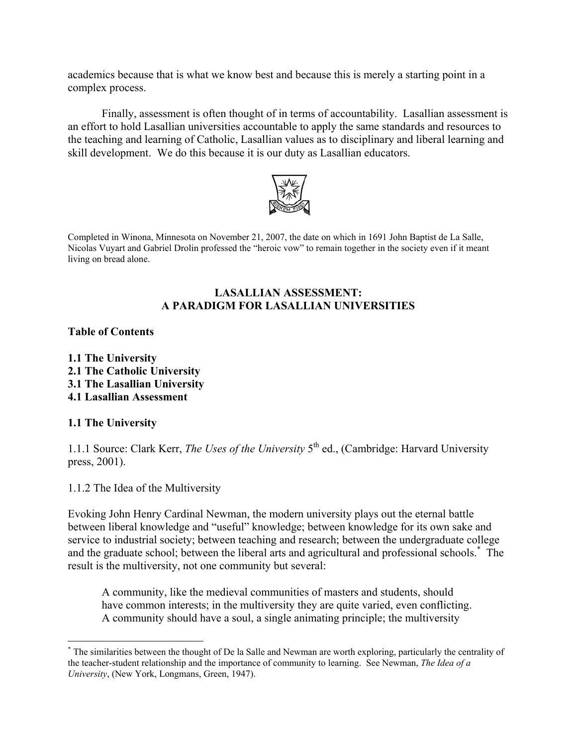academics because that is what we know best and because this is merely a starting point in a complex process.

Finally, assessment is often thought of in terms of accountability. Lasallian assessment is an effort to hold Lasallian universities accountable to apply the same standards and resources to the teaching and learning of Catholic, Lasallian values as to disciplinary and liberal learning and skill development. We do this because it is our duty as Lasallian educators.

Completed in Winona, Minnesota on November 21, 2007, the date on which in 1691 John Baptist de La Salle, Nicolas Vuyart and Gabriel Drolin professed the "heroic vow" to remain together in the society even if it meant living on bread alone.

## LASALLIAN ASSESSMENT: A PARADIGM FOR LASALLIAN UNIVERSITIES

**Table of Contents**

**1.1 The University**
**2.1 The Catholic University**
**3.1 The Lasallian University**
**4.1 Lasallian Assessment**

### 1.1 The University

1.1.1 Source: Clark Kerr, *The Uses of the University* 5th ed., (Cambridge: Harvard University press, 2001).

1.1.2 The Idea of the Multiversity

Evoking John Henry Cardinal Newman, the modern university plays out the eternal battle between liberal knowledge and "useful" knowledge; between knowledge for its own sake and service to industrial society; between teaching and research; between the undergraduate college and the graduate school; between the liberal arts and agricultural and professional schools.* The result is the multiversity, not one community but several:

> A community, like the medieval communities of masters and students, should have common interests; in the multiversity they are quite varied, even conflicting. A community should have a soul, a single animating principle; the multiversity

* The similarities between the thought of De la Salle and Newman are worth exploring, particularly the centrality of the teacher-student relationship and the importance of community to learning. See Newman, *The Idea of a University*, (New York, Longmans, Green, 1947).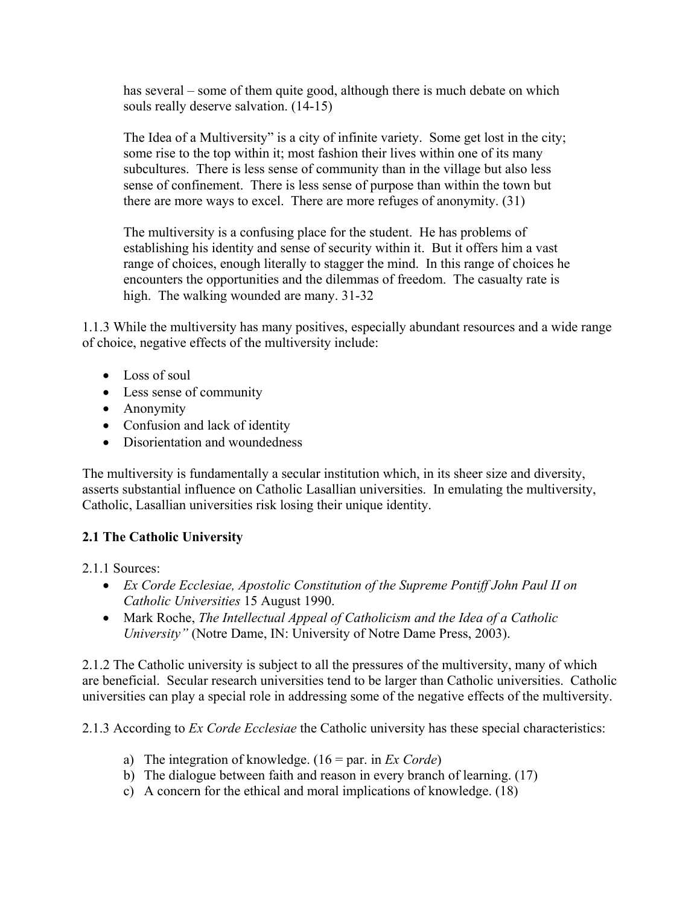> has several – some of them quite good, although there is much debate on which souls really deserve salvation. (14-15)

> The Idea of a Multiversity" is a city of infinite variety. Some get lost in the city; some rise to the top within it; most fashion their lives within one of its many subcultures. There is less sense of community than in the village but also less sense of confinement. There is less sense of purpose than within the town but there are more ways to excel. There are more refuges of anonymity. (31)

> The multiversity is a confusing place for the student. He has problems of establishing his identity and sense of security within it. But it offers him a vast range of choices, enough literally to stagger the mind. In this range of choices he encounters the opportunities and the dilemmas of freedom. The casualty rate is high. The walking wounded are many. 31-32

1.1.3 While the multiversity has many positives, especially abundant resources and a wide range of choice, negative effects of the multiversity include:

- Loss of soul
- Less sense of community
- Anonymity
- Confusion and lack of identity
- Disorientation and woundedness

The multiversity is fundamentally a secular institution which, in its sheer size and diversity, asserts substantial influence on Catholic Lasallian universities. In emulating the multiversity, Catholic, Lasallian universities risk losing their unique identity.

**2.1 The Catholic University**

2.1.1 Sources:

- *Ex Corde Ecclesiae, Apostolic Constitution of the Supreme Pontiff John Paul II on Catholic Universities* 15 August 1990.
- Mark Roche, *The Intellectual Appeal of Catholicism and the Idea of a Catholic University"* (Notre Dame, IN: University of Notre Dame Press, 2003).

2.1.2 The Catholic university is subject to all the pressures of the multiversity, many of which are beneficial. Secular research universities tend to be larger than Catholic universities. Catholic universities can play a special role in addressing some of the negative effects of the multiversity.

2.1.3 According to *Ex Corde Ecclesiae* the Catholic university has these special characteristics:

a) The integration of knowledge. (16 = par. in *Ex Corde*)
b) The dialogue between faith and reason in every branch of learning. (17)
c) A concern for the ethical and moral implications of knowledge. (18)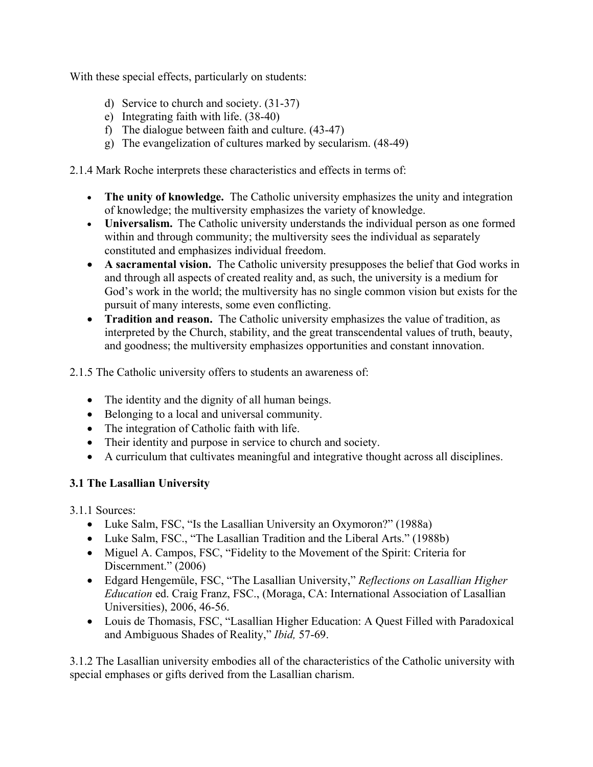With these special effects, particularly on students:

d) Service to church and society. (31-37)
e) Integrating faith with life. (38-40)
f) The dialogue between faith and culture. (43-47)
g) The evangelization of cultures marked by secularism. (48-49)

2.1.4 Mark Roche interprets these characteristics and effects in terms of:

- **The unity of knowledge.** The Catholic university emphasizes the unity and integration of knowledge; the multiversity emphasizes the variety of knowledge.
- **Universalism.** The Catholic university understands the individual person as one formed within and through community; the multiversity sees the individual as separately constituted and emphasizes individual freedom.
- **A sacramental vision.** The Catholic university presupposes the belief that God works in and through all aspects of created reality and, as such, the university is a medium for God's work in the world; the multiversity has no single common vision but exists for the pursuit of many interests, some even conflicting.
- **Tradition and reason.** The Catholic university emphasizes the value of tradition, as interpreted by the Church, stability, and the great transcendental values of truth, beauty, and goodness; the multiversity emphasizes opportunities and constant innovation.

2.1.5 The Catholic university offers to students an awareness of:

- The identity and the dignity of all human beings.
- Belonging to a local and universal community.
- The integration of Catholic faith with life.
- Their identity and purpose in service to church and society.
- A curriculum that cultivates meaningful and integrative thought across all disciplines.

### 3.1 The Lasallian University

3.1.1 Sources:

- Luke Salm, FSC, "Is the Lasallian University an Oxymoron?" (1988a)
- Luke Salm, FSC., "The Lasallian Tradition and the Liberal Arts." (1988b)
- Miguel A. Campos, FSC, "Fidelity to the Movement of the Spirit: Criteria for Discernment." (2006)
- Edgard Hengemüle, FSC, "The Lasallian University," *Reflections on Lasallian Higher Education* ed. Craig Franz, FSC., (Moraga, CA: International Association of Lasallian Universities), 2006, 46-56.
- Louis de Thomasis, FSC, "Lasallian Higher Education: A Quest Filled with Paradoxical and Ambiguous Shades of Reality," *Ibid,* 57-69.

3.1.2 The Lasallian university embodies all of the characteristics of the Catholic university with special emphases or gifts derived from the Lasallian charism.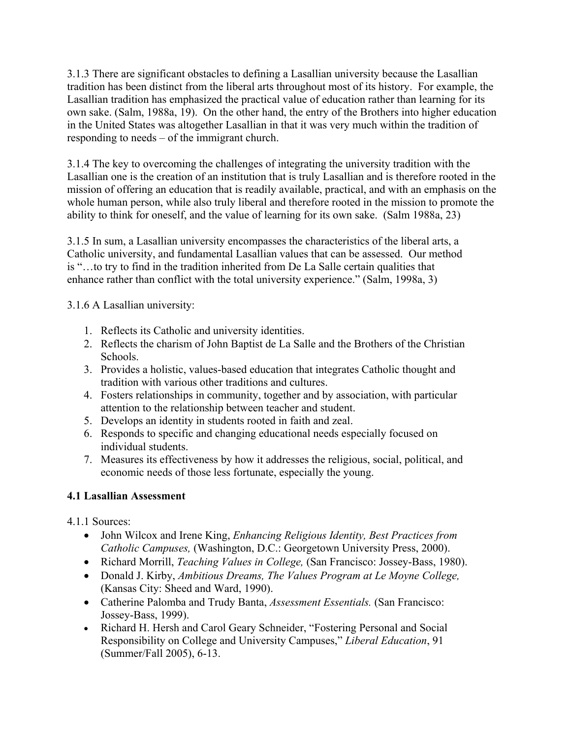3.1.3 There are significant obstacles to defining a Lasallian university because the Lasallian tradition has been distinct from the liberal arts throughout most of its history. For example, the Lasallian tradition has emphasized the practical value of education rather than learning for its own sake. (Salm, 1988a, 19). On the other hand, the entry of the Brothers into higher education in the United States was altogether Lasallian in that it was very much within the tradition of responding to needs – of the immigrant church.

3.1.4 The key to overcoming the challenges of integrating the university tradition with the Lasallian one is the creation of an institution that is truly Lasallian and is therefore rooted in the mission of offering an education that is readily available, practical, and with an emphasis on the whole human person, while also truly liberal and therefore rooted in the mission to promote the ability to think for oneself, and the value of learning for its own sake. (Salm 1988a, 23)

3.1.5 In sum, a Lasallian university encompasses the characteristics of the liberal arts, a Catholic university, and fundamental Lasallian values that can be assessed. Our method is "…to try to find in the tradition inherited from De La Salle certain qualities that enhance rather than conflict with the total university experience." (Salm, 1998a, 3)

3.1.6 A Lasallian university:

1. Reflects its Catholic and university identities.
2. Reflects the charism of John Baptist de La Salle and the Brothers of the Christian Schools.
3. Provides a holistic, values-based education that integrates Catholic thought and tradition with various other traditions and cultures.
4. Fosters relationships in community, together and by association, with particular attention to the relationship between teacher and student.
5. Develops an identity in students rooted in faith and zeal.
6. Responds to specific and changing educational needs especially focused on individual students.
7. Measures its effectiveness by how it addresses the religious, social, political, and economic needs of those less fortunate, especially the young.

**4.1 Lasallian Assessment**

4.1.1 Sources:

- John Wilcox and Irene King, *Enhancing Religious Identity, Best Practices from Catholic Campuses,* (Washington, D.C.: Georgetown University Press, 2000).
- Richard Morrill, *Teaching Values in College,* (San Francisco: Jossey-Bass, 1980).
- Donald J. Kirby, *Ambitious Dreams, The Values Program at Le Moyne College,* (Kansas City: Sheed and Ward, 1990).
- Catherine Palomba and Trudy Banta, *Assessment Essentials.* (San Francisco: Jossey-Bass, 1999).
- Richard H. Hersh and Carol Geary Schneider, "Fostering Personal and Social Responsibility on College and University Campuses," *Liberal Education*, 91 (Summer/Fall 2005), 6-13.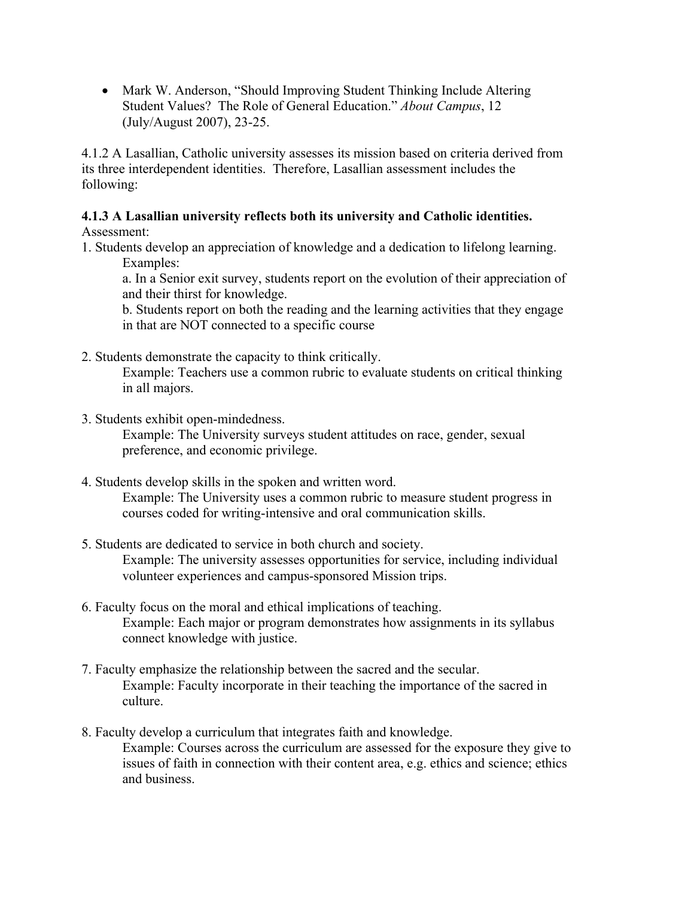- Mark W. Anderson, "Should Improving Student Thinking Include Altering Student Values? The Role of General Education." *About Campus*, 12 (July/August 2007), 23-25.

4.1.2 A Lasallian, Catholic university assesses its mission based on criteria derived from its three interdependent identities. Therefore, Lasallian assessment includes the following:

**4.1.3 A Lasallian university reflects both its university and Catholic identities.**
Assessment:

1. Students develop an appreciation of knowledge and a dedication to lifelong learning.
   Examples:
   a. In a Senior exit survey, students report on the evolution of their appreciation of and their thirst for knowledge.
   b. Students report on both the reading and the learning activities that they engage in that are NOT connected to a specific course

2. Students demonstrate the capacity to think critically.
   Example: Teachers use a common rubric to evaluate students on critical thinking in all majors.

3. Students exhibit open-mindedness.
   Example: The University surveys student attitudes on race, gender, sexual preference, and economic privilege.

4. Students develop skills in the spoken and written word.
   Example: The University uses a common rubric to measure student progress in courses coded for writing-intensive and oral communication skills.

5. Students are dedicated to service in both church and society.
   Example: The university assesses opportunities for service, including individual volunteer experiences and campus-sponsored Mission trips.

6. Faculty focus on the moral and ethical implications of teaching.
   Example: Each major or program demonstrates how assignments in its syllabus connect knowledge with justice.

7. Faculty emphasize the relationship between the sacred and the secular.
   Example: Faculty incorporate in their teaching the importance of the sacred in culture.

8. Faculty develop a curriculum that integrates faith and knowledge.
   Example: Courses across the curriculum are assessed for the exposure they give to issues of faith in connection with their content area, e.g. ethics and science; ethics and business.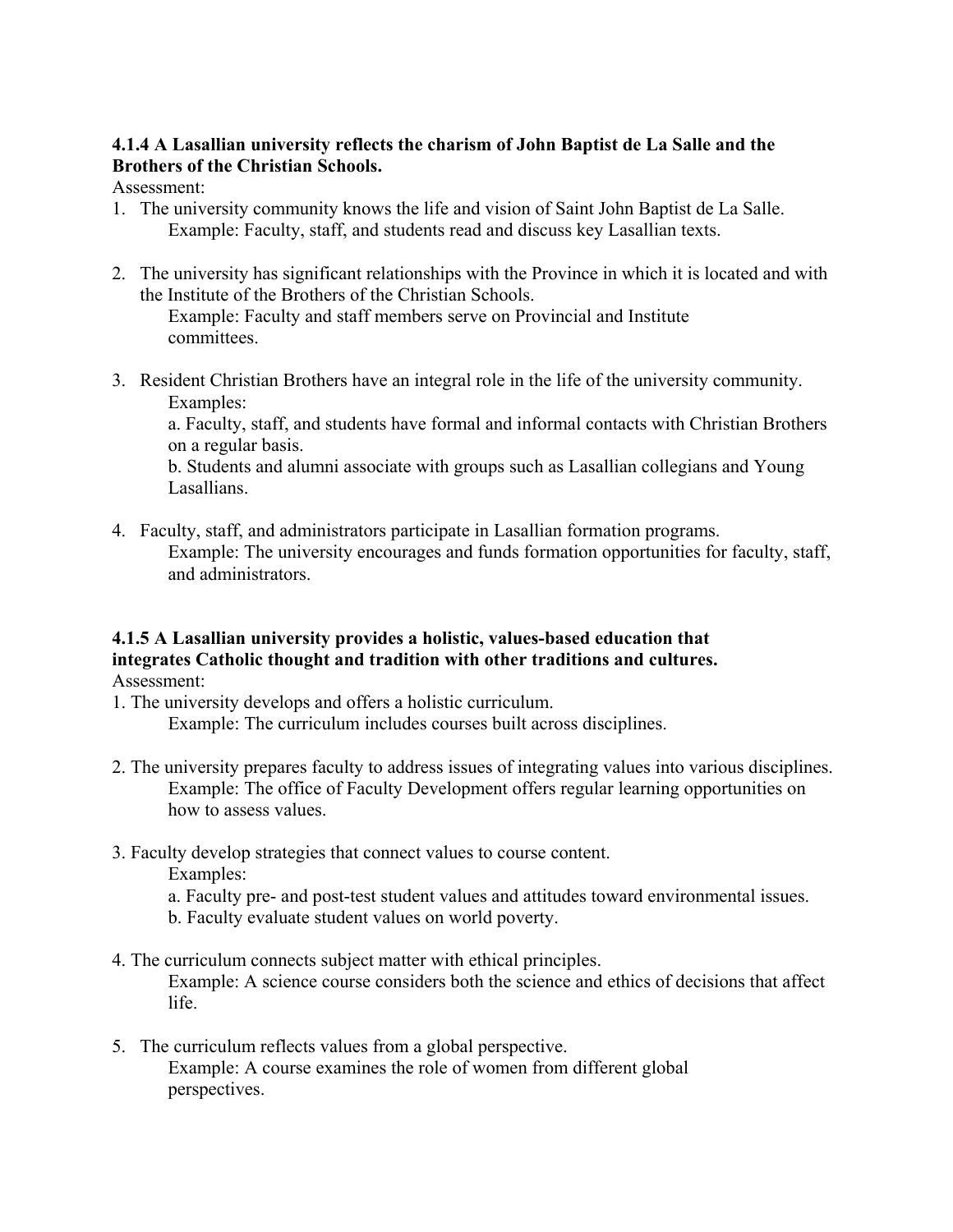**4.1.4 A Lasallian university reflects the charism of John Baptist de La Salle and the Brothers of the Christian Schools.**

Assessment:

1. The university community knows the life and vision of Saint John Baptist de La Salle.
   Example: Faculty, staff, and students read and discuss key Lasallian texts.

2. The university has significant relationships with the Province in which it is located and with the Institute of the Brothers of the Christian Schools.
   Example: Faculty and staff members serve on Provincial and Institute committees.

3. Resident Christian Brothers have an integral role in the life of the university community.
   Examples:
   a. Faculty, staff, and students have formal and informal contacts with Christian Brothers on a regular basis.
   b. Students and alumni associate with groups such as Lasallian collegians and Young Lasallians.

4. Faculty, staff, and administrators participate in Lasallian formation programs.
   Example: The university encourages and funds formation opportunities for faculty, staff, and administrators.

**4.1.5 A Lasallian university provides a holistic, values-based education that integrates Catholic thought and tradition with other traditions and cultures.**

Assessment:

1. The university develops and offers a holistic curriculum.
   Example: The curriculum includes courses built across disciplines.

2. The university prepares faculty to address issues of integrating values into various disciplines.
   Example: The office of Faculty Development offers regular learning opportunities on how to assess values.

3. Faculty develop strategies that connect values to course content.
   Examples:
   a. Faculty pre- and post-test student values and attitudes toward environmental issues.
   b. Faculty evaluate student values on world poverty.

4. The curriculum connects subject matter with ethical principles.
   Example: A science course considers both the science and ethics of decisions that affect life.

5. The curriculum reflects values from a global perspective.
   Example: A course examines the role of women from different global perspectives.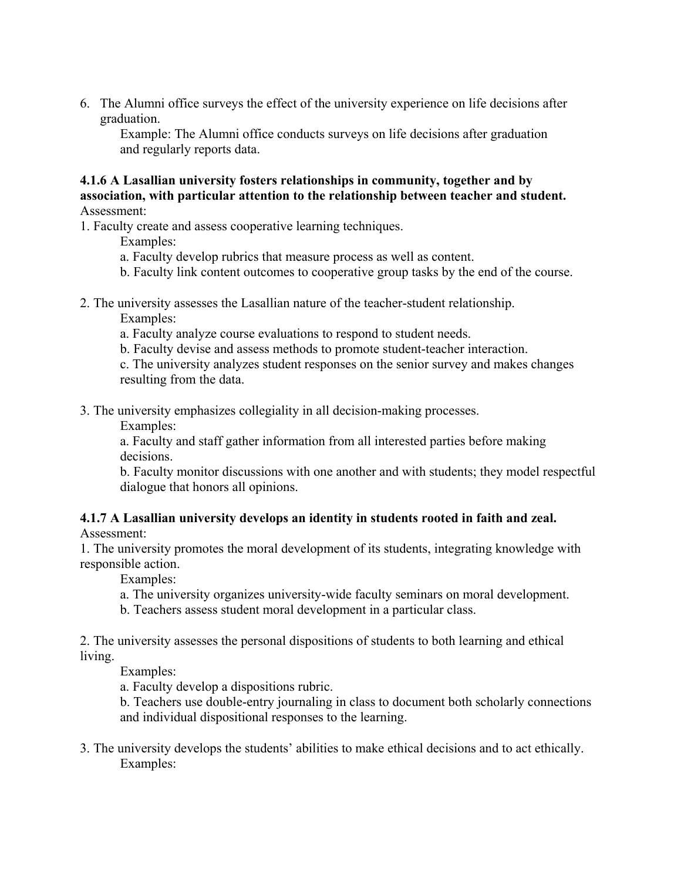6. The Alumni office surveys the effect of the university experience on life decisions after graduation.

   Example: The Alumni office conducts surveys on life decisions after graduation and regularly reports data.

**4.1.6 A Lasallian university fosters relationships in community, together and by association, with particular attention to the relationship between teacher and student.**

Assessment:

1. Faculty create and assess cooperative learning techniques.

   Examples:

   a. Faculty develop rubrics that measure process as well as content.

   b. Faculty link content outcomes to cooperative group tasks by the end of the course.

2. The university assesses the Lasallian nature of the teacher-student relationship.

   Examples:

   a. Faculty analyze course evaluations to respond to student needs.

   b. Faculty devise and assess methods to promote student-teacher interaction.

   c. The university analyzes student responses on the senior survey and makes changes resulting from the data.

3. The university emphasizes collegiality in all decision-making processes.

   Examples:

   a. Faculty and staff gather information from all interested parties before making decisions.

   b. Faculty monitor discussions with one another and with students; they model respectful dialogue that honors all opinions.

**4.1.7 A Lasallian university develops an identity in students rooted in faith and zeal.**

Assessment:

1. The university promotes the moral development of its students, integrating knowledge with responsible action.

   Examples:

   a. The university organizes university-wide faculty seminars on moral development.

   b. Teachers assess student moral development in a particular class.

2. The university assesses the personal dispositions of students to both learning and ethical living.

   Examples:

   a. Faculty develop a dispositions rubric.

   b. Teachers use double-entry journaling in class to document both scholarly connections and individual dispositional responses to the learning.

3. The university develops the students' abilities to make ethical decisions and to act ethically.

   Examples: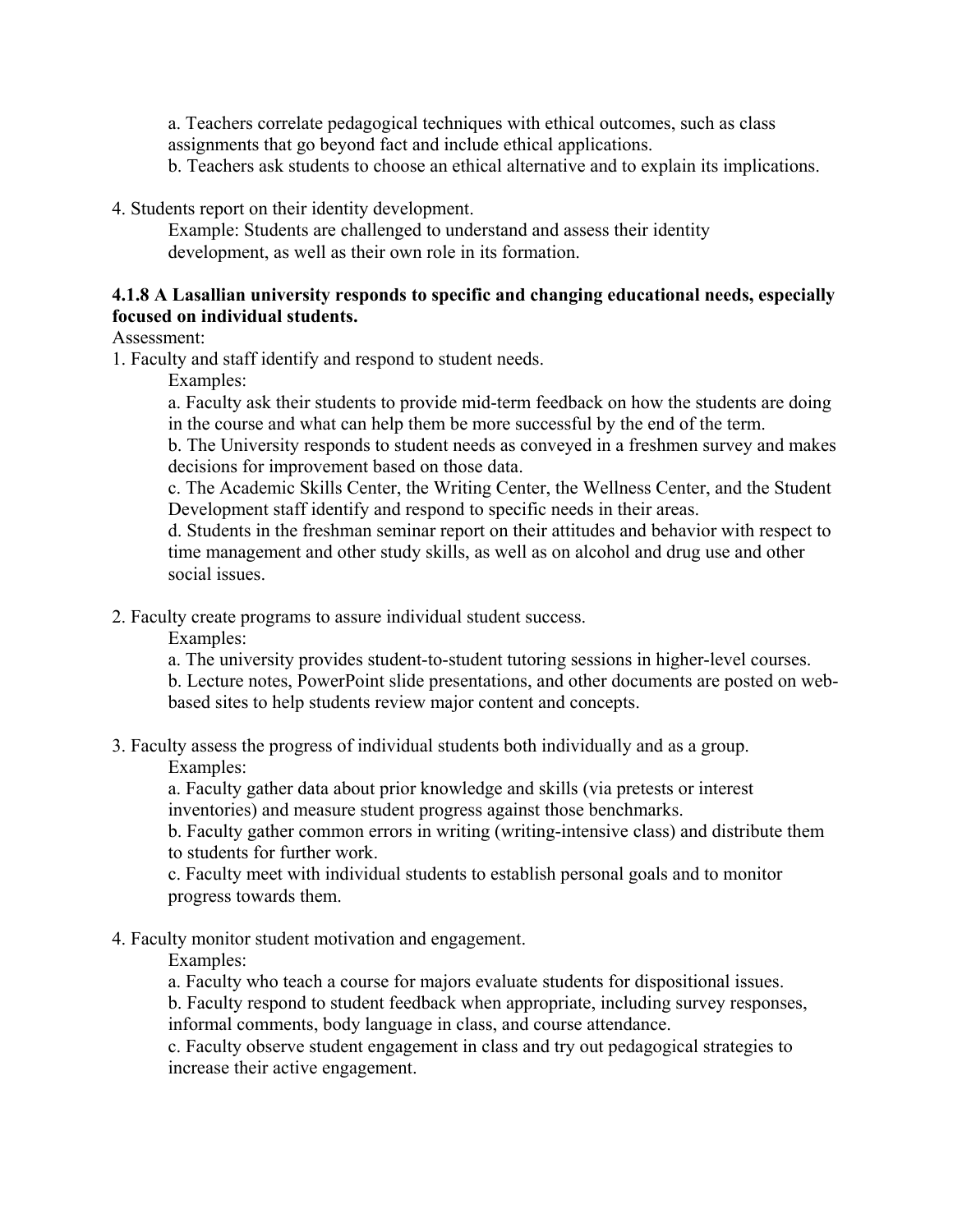a. Teachers correlate pedagogical techniques with ethical outcomes, such as class assignments that go beyond fact and include ethical applications.
b. Teachers ask students to choose an ethical alternative and to explain its implications.

4. Students report on their identity development.
   Example: Students are challenged to understand and assess their identity development, as well as their own role in its formation.

**4.1.8 A Lasallian university responds to specific and changing educational needs, especially focused on individual students.**

Assessment:

1. Faculty and staff identify and respond to student needs.
   Examples:
   a. Faculty ask their students to provide mid-term feedback on how the students are doing in the course and what can help them be more successful by the end of the term.
   b. The University responds to student needs as conveyed in a freshmen survey and makes decisions for improvement based on those data.
   c. The Academic Skills Center, the Writing Center, the Wellness Center, and the Student Development staff identify and respond to specific needs in their areas.
   d. Students in the freshman seminar report on their attitudes and behavior with respect to time management and other study skills, as well as on alcohol and drug use and other social issues.

2. Faculty create programs to assure individual student success.
   Examples:
   a. The university provides student-to-student tutoring sessions in higher-level courses.
   b. Lecture notes, PowerPoint slide presentations, and other documents are posted on web-based sites to help students review major content and concepts.

3. Faculty assess the progress of individual students both individually and as a group.
   Examples:
   a. Faculty gather data about prior knowledge and skills (via pretests or interest inventories) and measure student progress against those benchmarks.
   b. Faculty gather common errors in writing (writing-intensive class) and distribute them to students for further work.
   c. Faculty meet with individual students to establish personal goals and to monitor progress towards them.

4. Faculty monitor student motivation and engagement.
   Examples:
   a. Faculty who teach a course for majors evaluate students for dispositional issues.
   b. Faculty respond to student feedback when appropriate, including survey responses, informal comments, body language in class, and course attendance.
   c. Faculty observe student engagement in class and try out pedagogical strategies to increase their active engagement.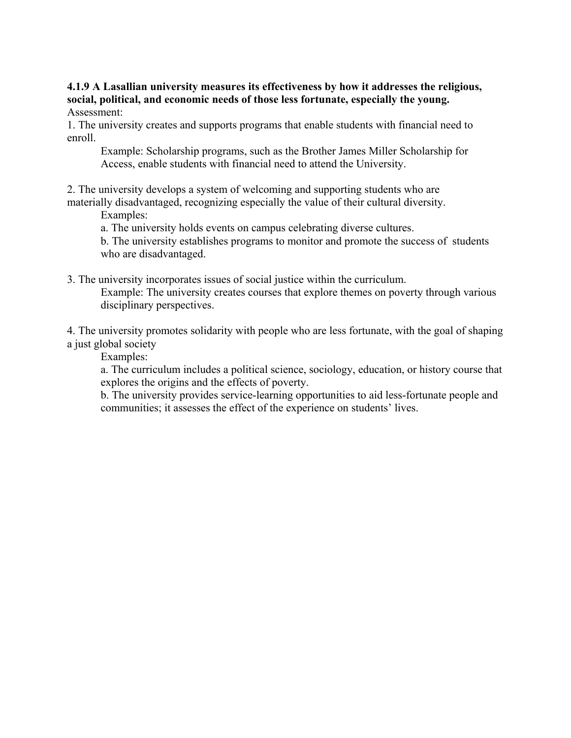**4.1.9 A Lasallian university measures its effectiveness by how it addresses the religious, social, political, and economic needs of those less fortunate, especially the young.**

Assessment:

1. The university creates and supports programs that enable students with financial need to enroll.

    Example: Scholarship programs, such as the Brother James Miller Scholarship for Access, enable students with financial need to attend the University.

2. The university develops a system of welcoming and supporting students who are materially disadvantaged, recognizing especially the value of their cultural diversity.

    Examples:

    a. The university holds events on campus celebrating diverse cultures.

    b. The university establishes programs to monitor and promote the success of students who are disadvantaged.

3. The university incorporates issues of social justice within the curriculum.

    Example: The university creates courses that explore themes on poverty through various disciplinary perspectives.

4. The university promotes solidarity with people who are less fortunate, with the goal of shaping a just global society

    Examples:

    a. The curriculum includes a political science, sociology, education, or history course that explores the origins and the effects of poverty.

    b. The university provides service-learning opportunities to aid less-fortunate people and communities; it assesses the effect of the experience on students' lives.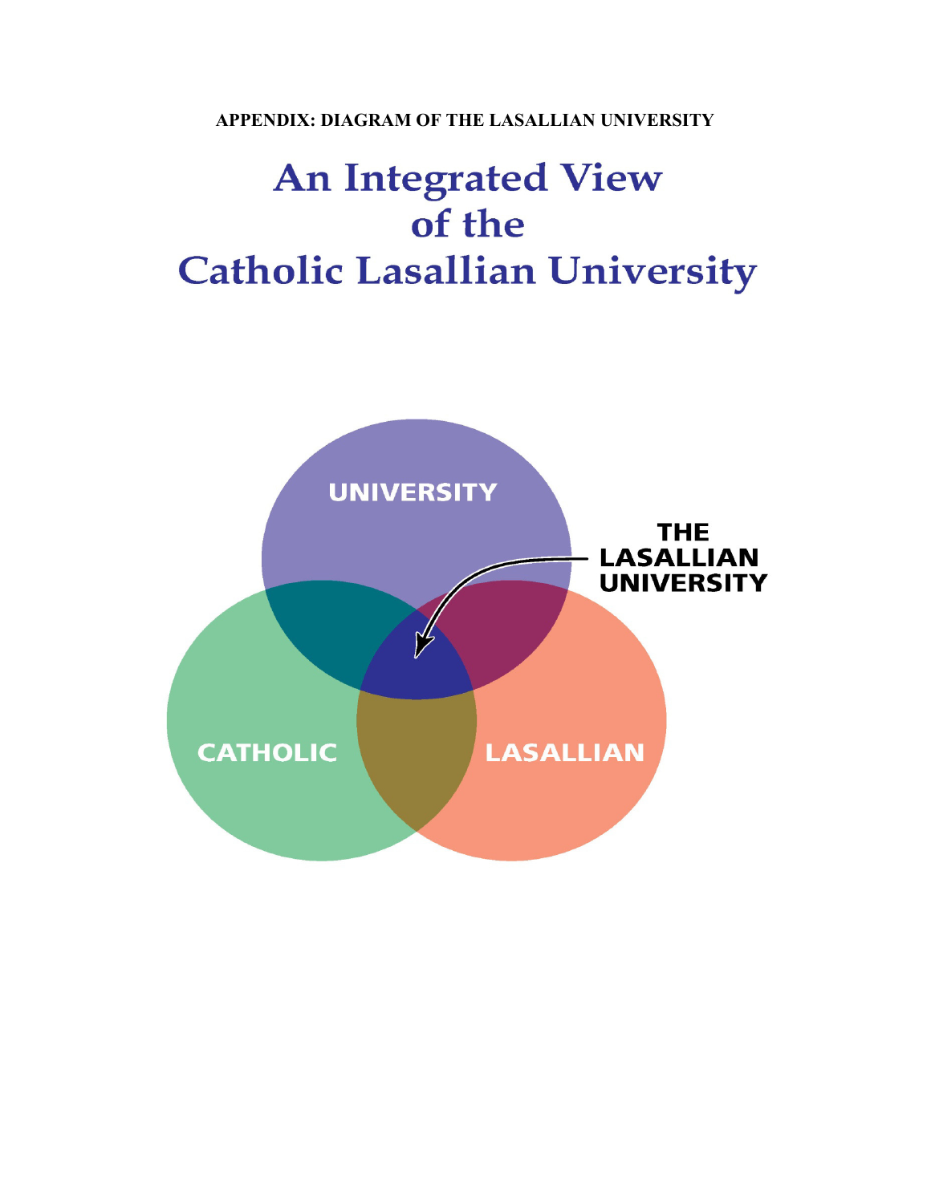**APPENDIX: DIAGRAM OF THE LASALLIAN UNIVERSITY**

# An Integrated View of the Catholic Lasallian University

UNIVERSITY

THE LASALLIAN UNIVERSITY

CATHOLIC

LASALLIAN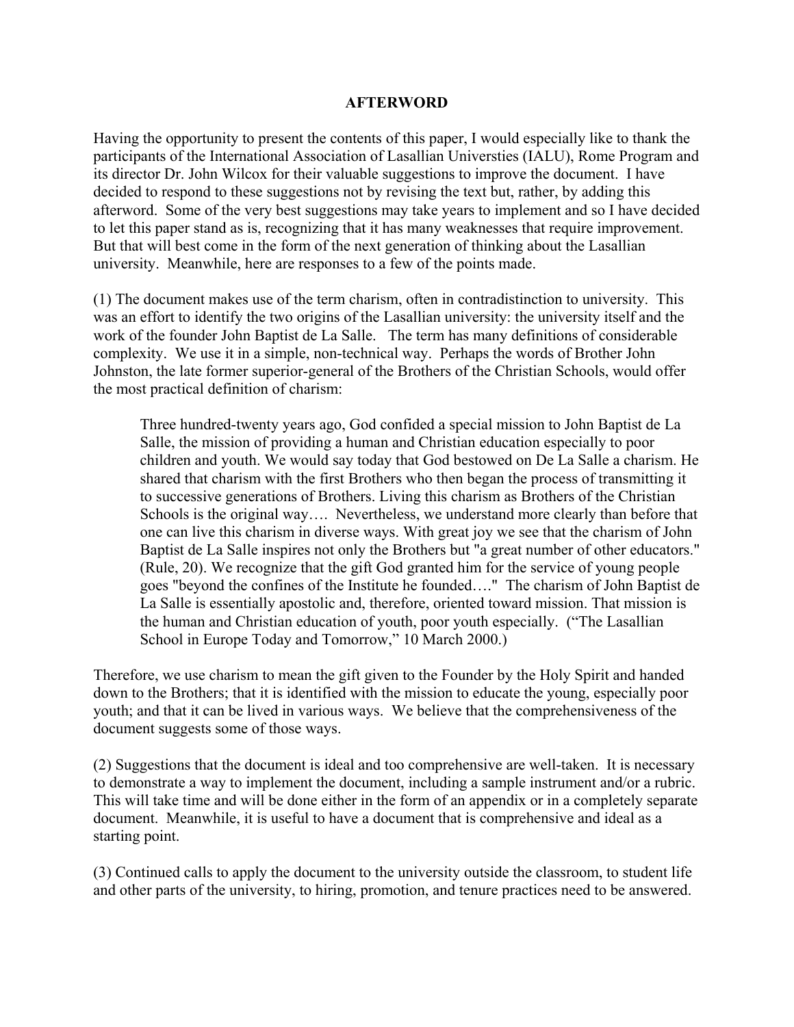## AFTERWORD

Having the opportunity to present the contents of this paper, I would especially like to thank the participants of the International Association of Lasallian Universties (IALU), Rome Program and its director Dr. John Wilcox for their valuable suggestions to improve the document. I have decided to respond to these suggestions not by revising the text but, rather, by adding this afterword. Some of the very best suggestions may take years to implement and so I have decided to let this paper stand as is, recognizing that it has many weaknesses that require improvement. But that will best come in the form of the next generation of thinking about the Lasallian university. Meanwhile, here are responses to a few of the points made.

(1) The document makes use of the term charism, often in contradistinction to university. This was an effort to identify the two origins of the Lasallian university: the university itself and the work of the founder John Baptist de La Salle. The term has many definitions of considerable complexity. We use it in a simple, non-technical way. Perhaps the words of Brother John Johnston, the late former superior-general of the Brothers of the Christian Schools, would offer the most practical definition of charism:

> Three hundred-twenty years ago, God confided a special mission to John Baptist de La Salle, the mission of providing a human and Christian education especially to poor children and youth. We would say today that God bestowed on De La Salle a charism. He shared that charism with the first Brothers who then began the process of transmitting it to successive generations of Brothers. Living this charism as Brothers of the Christian Schools is the original way…. Nevertheless, we understand more clearly than before that one can live this charism in diverse ways. With great joy we see that the charism of John Baptist de La Salle inspires not only the Brothers but "a great number of other educators." (Rule, 20). We recognize that the gift God granted him for the service of young people goes "beyond the confines of the Institute he founded…." The charism of John Baptist de La Salle is essentially apostolic and, therefore, oriented toward mission. That mission is the human and Christian education of youth, poor youth especially. ("The Lasallian School in Europe Today and Tomorrow," 10 March 2000.)

Therefore, we use charism to mean the gift given to the Founder by the Holy Spirit and handed down to the Brothers; that it is identified with the mission to educate the young, especially poor youth; and that it can be lived in various ways. We believe that the comprehensiveness of the document suggests some of those ways.

(2) Suggestions that the document is ideal and too comprehensive are well-taken. It is necessary to demonstrate a way to implement the document, including a sample instrument and/or a rubric. This will take time and will be done either in the form of an appendix or in a completely separate document. Meanwhile, it is useful to have a document that is comprehensive and ideal as a starting point.

(3) Continued calls to apply the document to the university outside the classroom, to student life and other parts of the university, to hiring, promotion, and tenure practices need to be answered.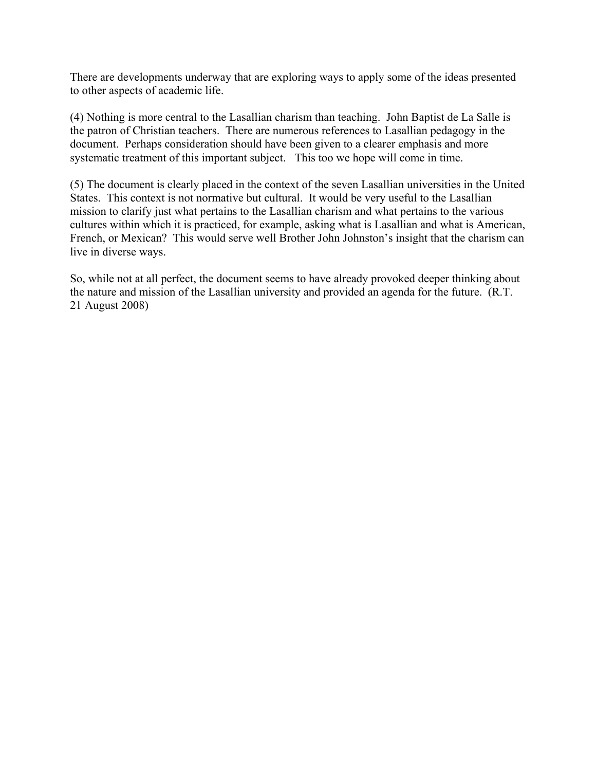There are developments underway that are exploring ways to apply some of the ideas presented to other aspects of academic life.

(4) Nothing is more central to the Lasallian charism than teaching. John Baptist de La Salle is the patron of Christian teachers. There are numerous references to Lasallian pedagogy in the document. Perhaps consideration should have been given to a clearer emphasis and more systematic treatment of this important subject. This too we hope will come in time.

(5) The document is clearly placed in the context of the seven Lasallian universities in the United States. This context is not normative but cultural. It would be very useful to the Lasallian mission to clarify just what pertains to the Lasallian charism and what pertains to the various cultures within which it is practiced, for example, asking what is Lasallian and what is American, French, or Mexican? This would serve well Brother John Johnston's insight that the charism can live in diverse ways.

So, while not at all perfect, the document seems to have already provoked deeper thinking about the nature and mission of the Lasallian university and provided an agenda for the future. (R.T. 21 August 2008)